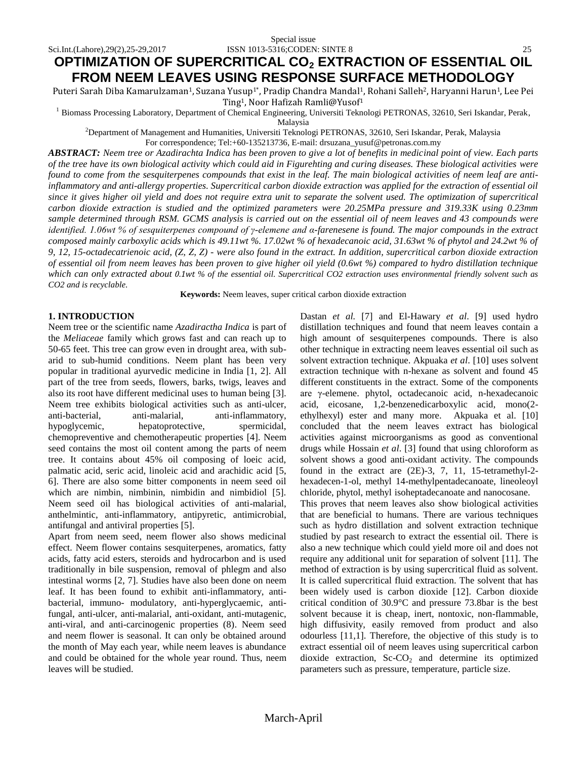# OPTIMIZATION OF SUPERCRITICAL $CO_2$ EXTRACTION OF ESSENTIAL OIL FROM NEEM LEAVES USING RESPONSE SURFACE METHODOLOGY

Puteri Sarah Diba Kamarulzaman[1], Suzana Yusup[1*], Pradip Chandra Mandal[1], Rohani Salleh[2], Haryanni Harun[1], Lee Pei Ting[1], Noor Hafizah Ramli@Yusof[1]

[1] Biomass Processing Laboratory, Department of Chemical Engineering, Universiti Teknologi PETRONAS, 32610, Seri Iskandar, Perak, Malaysia

[2]Department of Management and Humanities, Universiti Teknologi PETRONAS, 32610, Seri Iskandar, Perak, Malaysia

For correspondence; Tel:+60-135213736, E-mail: drsuzana_yusuf@petronas.com.my

***ABSTRACT:*** *Neem tree or Azadirachta Indica has been proven to give a lot of benefits in medicinal point of view. Each parts of the tree have its own biological activity which could aid in Figurehting and curing diseases. These biological activities were found to come from the sesquiterpenes compounds that exist in the leaf. The main biological activities of neem leaf are anti-inflammatory and anti-allergy properties. Supercritical carbon dioxide extraction was applied for the extraction of essential oil since it gives higher oil yield and does not require extra unit to separate the solvent used. The optimization of supercritical carbon dioxide extraction is studied and the optimized parameters were 20.25MPa pressure and 319.33K using 0.23mm sample determined through RSM. GCMS analysis is carried out on the essential oil of neem leaves and 43 compounds were identified. 1.06wt % of sesquiterpenes compound of γ-elemene and α-farenesene is found. The major compounds in the extract composed mainly carboxylic acids which is 49.11wt %. 17.02wt % of hexadecanoic acid, 31.63wt % of phytol and 24.2wt % of 9, 12, 15-octadecatrienoic acid, (Z, Z, Z) - were also found in the extract. In addition, supercritical carbon dioxide extraction of essential oil from neem leaves has been proven to give higher oil yield (0.6wt %) compared to hydro distillation technique which can only extracted about 0.1wt % of the essential oil. Supercritical CO2 extraction uses environmental friendly solvent such as CO2 and is recyclable.*

**Keywords:** Neem leaves, super critical carbon dioxide extraction

## 1. INTRODUCTION

Neem tree or the scientific name *Azadiractha Indica* is part of the *Meliaceae* family which grows fast and can reach up to 50-65 feet. This tree can grow even in drought area, with sub-arid to sub-humid conditions. Neem plant has been very popular in traditional ayurvedic medicine in India [1, 2]. All part of the tree from seeds, flowers, barks, twigs, leaves and also its root have different medicinal uses to human being [3]. Neem tree exhibits biological activities such as anti-ulcer, anti-bacterial, anti-malarial, anti-inflammatory, hypoglycemic, hepatoprotective, spermicidal, chemopreventive and chemotherapeutic properties [4]. Neem seed contains the most oil content among the parts of neem tree. It contains about 45% oil composing of loeic acid, palmatic acid, seric acid, linoleic acid and arachidic acid [5, 6]. There are also some bitter components in neem seed oil which are nimbin, nimbinin, nimbidin and nimbidiol [5]. Neem seed oil has biological activities of anti-malarial, anthelmintic, anti-inflammatory, antipyretic, antimicrobial, antifungal and antiviral properties [5].

Apart from neem seed, neem flower also shows medicinal effect. Neem flower contains sesquiterpenes, aromatics, fatty acids, fatty acid esters, steroids and hydrocarbon and is used traditionally in bile suspension, removal of phlegm and also intestinal worms [2, 7]. Studies have also been done on neem leaf. It has been found to exhibit anti-inflammatory, anti-bacterial, immuno- modulatory, anti-hyperglycaemic, anti-fungal, anti-ulcer, anti-malarial, anti-oxidant, anti-mutagenic, anti-viral, and anti-carcinogenic properties (8). Neem seed and neem flower is seasonal. It can only be obtained around the month of May each year, while neem leaves is abundance and could be obtained for the whole year round. Thus, neem leaves will be studied.

Dastan *et al.* [7] and El-Hawary *et al*. [9] used hydro distillation techniques and found that neem leaves contain a high amount of sesquiterpenes compounds. There is also other technique in extracting neem leaves essential oil such as solvent extraction technique. Akpuaka *et al*. [10] uses solvent extraction technique with n-hexane as solvent and found 45 different constituents in the extract. Some of the components are γ-elemene. phytol, octadecanoic acid, n-hexadecanoic acid, eicosane, 1,2-benzenedicarboxylic acid, mono(2-ethylhexyl) ester and many more. Akpuaka et al. [10] concluded that the neem leaves extract has biological activities against microorganisms as good as conventional drugs while Hossain *et al*. [3] found that using chloroform as solvent shows a good anti-oxidant activity. The compounds found in the extract are (2E)-3, 7, 11, 15-tetramethyl-2-hexadecen-1-ol, methyl 14-methylpentadecanoate, lineoleoyl chloride, phytol, methyl isoheptadecanoate and nanocosane.

This proves that neem leaves also show biological activities that are beneficial to humans. There are various techniques such as hydro distillation and solvent extraction technique studied by past research to extract the essential oil. There is also a new technique which could yield more oil and does not require any additional unit for separation of solvent [11]. The method of extraction is by using supercritical fluid as solvent. It is called supercritical fluid extraction. The solvent that has been widely used is carbon dioxide [12]. Carbon dioxide critical condition of 30.9°C and pressure 73.8bar is the best solvent because it is cheap, inert, nontoxic, non-flammable, high diffusivity, easily removed from product and also odourless [11,1]. Therefore, the objective of this study is to extract essential oil of neem leaves using supercritical carbon dioxide extraction, Sc-$CO_2$ and determine its optimized parameters such as pressure, temperature, particle size.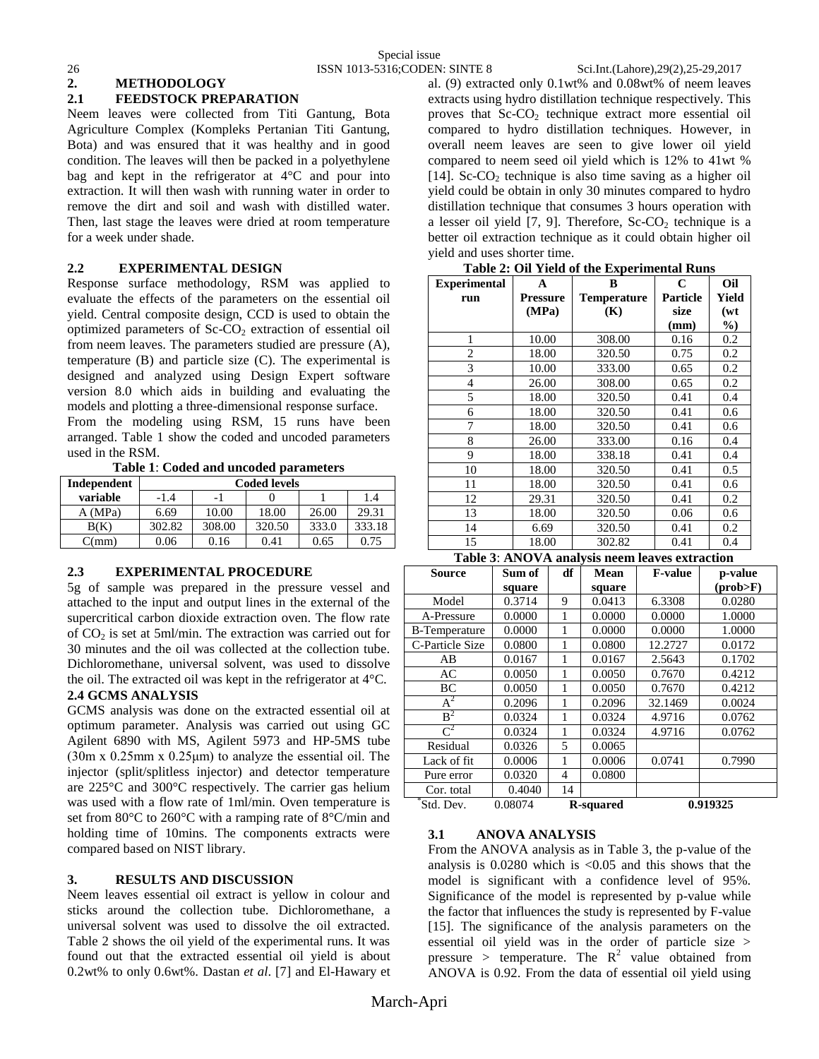## 2. METHODOLOGY

### 2.1 FEEDSTOCK PREPARATION

Neem leaves were collected from Titi Gantung, Bota Agriculture Complex (Kompleks Pertanian Titi Gantung, Bota) and was ensured that it was healthy and in good condition. The leaves will then be packed in a polyethylene bag and kept in the refrigerator at 4°C and pour into extraction. It will then wash with running water in order to remove the dirt and soil and wash with distilled water. Then, last stage the leaves were dried at room temperature for a week under shade.

### 2.2 EXPERIMENTAL DESIGN

Response surface methodology, RSM was applied to evaluate the effects of the parameters on the essential oil yield. Central composite design, CCD is used to obtain the optimized parameters of Sc-$CO_2$ extraction of essential oil from neem leaves. The parameters studied are pressure (A), temperature (B) and particle size (C). The experimental is designed and analyzed using Design Expert software version 8.0 which aids in building and evaluating the models and plotting a three-dimensional response surface.

From the modeling using RSM, 15 runs have been arranged. Table 1 show the coded and uncoded parameters used in the RSM.

**Table 1**: **Coded and uncoded parameters**

| Independent variable | Coded levels | | | | |
|---|---|---|---|---|---|
| | -1.4 | -1 | 0 | 1 | 1.4 |
| A (MPa) | 6.69 | 10.00 | 18.00 | 26.00 | 29.31 |
| B(K) | 302.82 | 308.00 | 320.50 | 333.0 | 333.18 |
| C(mm) | 0.06 | 0.16 | 0.41 | 0.65 | 0.75 |

### 2.3 EXPERIMENTAL PROCEDURE

5g of sample was prepared in the pressure vessel and attached to the input and output lines in the external of the supercritical carbon dioxide extraction oven. The flow rate of $CO_2$ is set at 5ml/min. The extraction was carried out for 30 minutes and the oil was collected at the collection tube. Dichloromethane, universal solvent, was used to dissolve the oil. The extracted oil was kept in the refrigerator at 4°C.

### 2.4 GCMS ANALYSIS

GCMS analysis was done on the extracted essential oil at optimum parameter. Analysis was carried out using GC Agilent 6890 with MS, Agilent 5973 and HP-5MS tube (30m x 0.25mm x 0.25μm) to analyze the essential oil. The injector (split/splitless injector) and detector temperature are 225°C and 300°C respectively. The carrier gas helium was used with a flow rate of 1ml/min. Oven temperature is set from 80°C to 260°C with a ramping rate of 8°C/min and holding time of 10mins. The components extracts were compared based on NIST library.

## 3. RESULTS AND DISCUSSION

Neem leaves essential oil extract is yellow in colour and sticks around the collection tube. Dichloromethane, a universal solvent was used to dissolve the oil extracted. Table 2 shows the oil yield of the experimental runs. It was found out that the extracted essential oil yield is about 0.2wt% to only 0.6wt%. Dastan *et al*. [7] and El-Hawary et al. (9) extracted only 0.1wt% and 0.08wt% of neem leaves extracts using hydro distillation technique respectively. This proves that Sc-$CO_2$ technique extract more essential oil compared to hydro distillation techniques. However, in overall neem leaves are seen to give lower oil yield compared to neem seed oil yield which is 12% to 41wt % [14]. Sc-$CO_2$ technique is also time saving as a higher oil yield could be obtain in only 30 minutes compared to hydro distillation technique that consumes 3 hours operation with a lesser oil yield [7, 9]. Therefore, Sc-$CO_2$ technique is a better oil extraction technique as it could obtain higher oil yield and uses shorter time.

**Table 2: Oil Yield of the Experimental Runs**

| Experimental run | A Pressure (MPa) | B Temperature (K) | C Particle size (mm) | Oil Yield (wt %) |
|---|---|---|---|---|
| 1 | 10.00 | 308.00 | 0.16 | 0.2 |
| 2 | 18.00 | 320.50 | 0.75 | 0.2 |
| 3 | 10.00 | 333.00 | 0.65 | 0.2 |
| 4 | 26.00 | 308.00 | 0.65 | 0.2 |
| 5 | 18.00 | 320.50 | 0.41 | 0.4 |
| 6 | 18.00 | 320.50 | 0.41 | 0.6 |
| 7 | 18.00 | 320.50 | 0.41 | 0.6 |
| 8 | 26.00 | 333.00 | 0.16 | 0.4 |
| 9 | 18.00 | 338.18 | 0.41 | 0.4 |
| 10 | 18.00 | 320.50 | 0.41 | 0.5 |
| 11 | 18.00 | 320.50 | 0.41 | 0.6 |
| 12 | 29.31 | 320.50 | 0.41 | 0.2 |
| 13 | 18.00 | 320.50 | 0.06 | 0.6 |
| 14 | 6.69 | 320.50 | 0.41 | 0.2 |
| 15 | 18.00 | 302.82 | 0.41 | 0.4 |

**Table 3**: **ANOVA analysis neem leaves extraction**

| Source | Sum of square | df | Mean square | F-value | p-value (prob>F) |
|---|---|---|---|---|---|
| Model | 0.3714 | 9 | 0.0413 | 6.3308 | 0.0280 |
| A-Pressure | 0.0000 | 1 | 0.0000 | 0.0000 | 1.0000 |
| B-Temperature | 0.0000 | 1 | 0.0000 | 0.0000 | 1.0000 |
| C-Particle Size | 0.0800 | 1 | 0.0800 | 12.2727 | 0.0172 |
| AB | 0.0167 | 1 | 0.0167 | 2.5643 | 0.1702 |
| AC | 0.0050 | 1 | 0.0050 | 0.7670 | 0.4212 |
| BC | 0.0050 | 1 | 0.0050 | 0.7670 | 0.4212 |
| $A^2$ | 0.2096 | 1 | 0.2096 | 32.1469 | 0.0024 |
| $B^2$ | 0.0324 | 1 | 0.0324 | 4.9716 | 0.0762 |
| $C^2$ | 0.0324 | 1 | 0.0324 | 4.9716 | 0.0762 |
| Residual | 0.0326 | 5 | 0.0065 | | |
| Lack of fit | 0.0006 | 1 | 0.0006 | 0.0741 | 0.7990 |
| Pure error | 0.0320 | 4 | 0.0800 | | |
| Cor. total | 0.4040 | 14 | | | |
| *Std. Dev. | 0.08074 | | R-squared | | 0.919325 |

### 3.1 ANOVA ANALYSIS

From the ANOVA analysis as in Table 3, the p-value of the analysis is 0.0280 which is <0.05 and this shows that the model is significant with a confidence level of 95%. Significance of the model is represented by p-value while the factor that influences the study is represented by F-value [15]. The significance of the analysis parameters on the essential oil yield was in the order of particle size > pressure > temperature. The $R^2$ value obtained from ANOVA is 0.92. From the data of essential oil yield using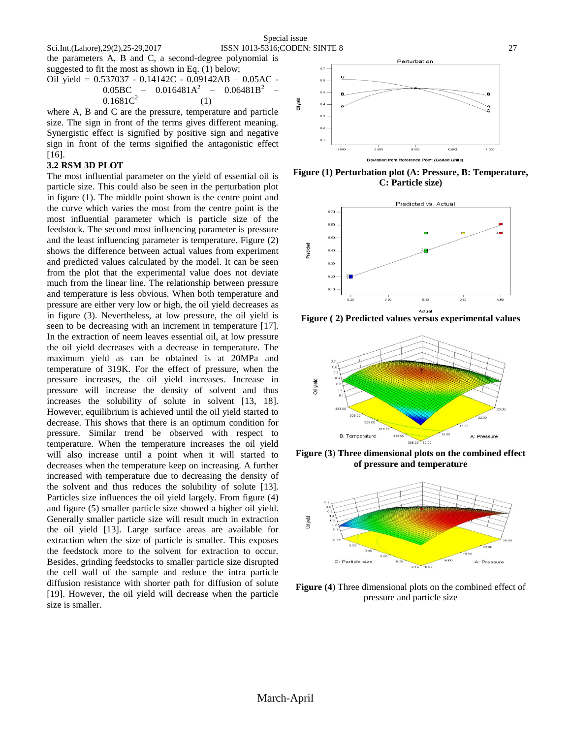the parameters A, B and C, a second-degree polynomial is suggested to fit the most as shown in Eq. (1) below;

$$\text{Oil yield} = 0.537037 - 0.14142C - 0.09142AB - 0.05AC - 0.05BC - 0.016481A^2 - 0.06481B^2 - 0.1681C^2 \quad (1)$$

where A, B and C are the pressure, temperature and particle size. The sign in front of the terms gives different meaning. Synergistic effect is signified by positive sign and negative sign in front of the terms signified the antagonistic effect [16].

### 3.2 RSM 3D PLOT

The most influential parameter on the yield of essential oil is particle size. This could also be seen in the perturbation plot in figure (1). The middle point shown is the centre point and the curve which varies the most from the centre point is the most influential parameter which is particle size of the feedstock. The second most influencing parameter is pressure and the least influencing parameter is temperature. Figure (2) shows the difference between actual values from experiment and predicted values calculated by the model. It can be seen from the plot that the experimental value does not deviate much from the linear line. The relationship between pressure and temperature is less obvious. When both temperature and pressure are either very low or high, the oil yield decreases as in figure (3). Nevertheless, at low pressure, the oil yield is seen to be decreasing with an increment in temperature [17]. In the extraction of neem leaves essential oil, at low pressure the oil yield decreases with a decrease in temperature. The maximum yield as can be obtained is at 20MPa and temperature of 319K. For the effect of pressure, when the pressure increases, the oil yield increases. Increase in pressure will increase the density of solvent and thus increases the solubility of solute in solvent [13, 18]. However, equilibrium is achieved until the oil yield started to decrease. This shows that there is an optimum condition for pressure. Similar trend be observed with respect to temperature. When the temperature increases the oil yield will also increase until a point when it will started to decreases when the temperature keep on increasing. A further increased with temperature due to decreasing the density of the solvent and thus reduces the solubility of solute [13]. Particles size influences the oil yield largely. From figure (4) and figure (5) smaller particle size showed a higher oil yield. Generally smaller particle size will result much in extraction the oil yield [13]. Large surface areas are available for extraction when the size of particle is smaller. This exposes the feedstock more to the solvent for extraction to occur. Besides, grinding feedstocks to smaller particle size disrupted the cell wall of the sample and reduce the intra particle diffusion resistance with shorter path for diffusion of solute [19]. However, the oil yield will decrease when the particle size is smaller.

**Figure (1) Perturbation plot (A: Pressure, B: Temperature, C: Particle size)**

**Figure ( 2) Predicted values versus experimental values**

**Figure (3) Three dimensional plots on the combined effect of pressure and temperature**

**Figure (4)** Three dimensional plots on the combined effect of pressure and particle size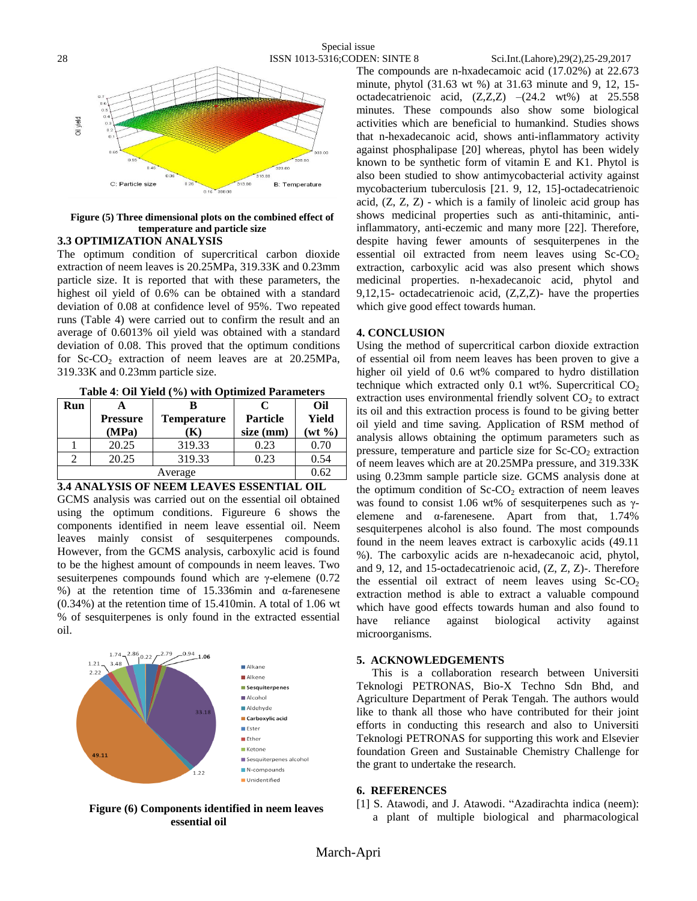**Figure (5) Three dimensional plots on the combined effect of temperature and particle size**

### 3.3 OPTIMIZATION ANALYSIS

The optimum condition of supercritical carbon dioxide extraction of neem leaves is 20.25MPa, 319.33K and 0.23mm particle size. It is reported that with these parameters, the highest oil yield of 0.6% can be obtained with a standard deviation of 0.08 at confidence level of 95%. Two repeated runs (Table 4) were carried out to confirm the result and an average of 0.6013% oil yield was obtained with a standard deviation of 0.08. This proved that the optimum conditions for Sc-$CO_2$ extraction of neem leaves are at 20.25MPa, 319.33K and 0.23mm particle size.

**Table 4**: **Oil Yield (%) with Optimized Parameters**

| Run | A Pressure (MPa) | B Temperature (K) | C Particle size (mm) | Oil Yield (wt %) |
|---|---|---|---|---|
| 1 | 20.25 | 319.33 | 0.23 | 0.70 |
| 2 | 20.25 | 319.33 | 0.23 | 0.54 |
| Average | | | | 0.62 |

### 3.4 ANALYSIS OF NEEM LEAVES ESSENTIAL OIL

GCMS analysis was carried out on the essential oil obtained using the optimum conditions. Figureure 6 shows the components identified in neem leave essential oil. Neem leaves mainly consist of sesquiterpenes compounds. However, from the GCMS analysis, carboxylic acid is found to be the highest amount of compounds in neem leaves. Two sesuiterpenes compounds found which are γ-elemene (0.72 %) at the retention time of 15.336min and α-farenesene (0.34%) at the retention time of 15.410min. A total of 1.06 wt % of sesquiterpenes is only found in the extracted essential oil.

**Figure (6) Components identified in neem leaves essential oil**

The compounds are n-hxadecamoic acid (17.02%) at 22.673 minute, phytol (31.63 wt %) at 31.63 minute and 9, 12, 15-octadecatrienoic acid, (Z,Z,Z) –(24.2 wt%) at 25.558 minutes. These compounds also show some biological activities which are beneficial to humankind. Studies shows that n-hexadecanoic acid, shows anti-inflammatory activity against phosphalipase [20] whereas, phytol has been widely known to be synthetic form of vitamin E and K1. Phytol is also been studied to show antimycobacterial activity against mycobacterium tuberculosis [21. 9, 12, 15]-octadecatrienoic acid, (Z, Z, Z) - which is a family of linoleic acid group has shows medicinal properties such as anti-thitaminic, anti-inflammatory, anti-eczemic and many more [22]. Therefore, despite having fewer amounts of sesquiterpenes in the essential oil extracted from neem leaves using Sc-$CO_2$ extraction, carboxylic acid was also present which shows medicinal properties. n-hexadecanoic acid, phytol and 9,12,15- octadecatrienoic acid, (Z,Z,Z)- have the properties which give good effect towards human.

## 4. CONCLUSION

Using the method of supercritical carbon dioxide extraction of essential oil from neem leaves has been proven to give a higher oil yield of 0.6 wt% compared to hydro distillation technique which extracted only 0.1 wt%. Supercritical $CO_2$ extraction uses environmental friendly solvent $CO_2$ to extract its oil and this extraction process is found to be giving better oil yield and time saving. Application of RSM method of analysis allows obtaining the optimum parameters such as pressure, temperature and particle size for Sc-$CO_2$ extraction of neem leaves which are at 20.25MPa pressure, and 319.33K using 0.23mm sample particle size. GCMS analysis done at the optimum condition of Sc-$CO_2$ extraction of neem leaves was found to consist 1.06 wt% of sesquiterpenes such as γ-elemene and α-farenesene. Apart from that, 1.74% sesquiterpenes alcohol is also found. The most compounds found in the neem leaves extract is carboxylic acids (49.11 %). The carboxylic acids are n-hexadecanoic acid, phytol, and 9, 12, and 15-octadecatrienoic acid, (Z, Z, Z)-. Therefore the essential oil extract of neem leaves using Sc-$CO_2$ extraction method is able to extract a valuable compound which have good effects towards human and also found to have reliance against biological activity against microorganisms.

## 5. ACKNOWLEDGEMENTS

This is a collaboration research between Universiti Teknologi PETRONAS, Bio-X Techno Sdn Bhd, and Agriculture Department of Perak Tengah. The authors would like to thank all those who have contributed for their joint efforts in conducting this research and also to Universiti Teknologi PETRONAS for supporting this work and Elsevier foundation Green and Sustainable Chemistry Challenge for the grant to undertake the research.

## 6. REFERENCES

[1] S. Atawodi, and J. Atawodi. "Azadirachta indica (neem): a plant of multiple biological and pharmacological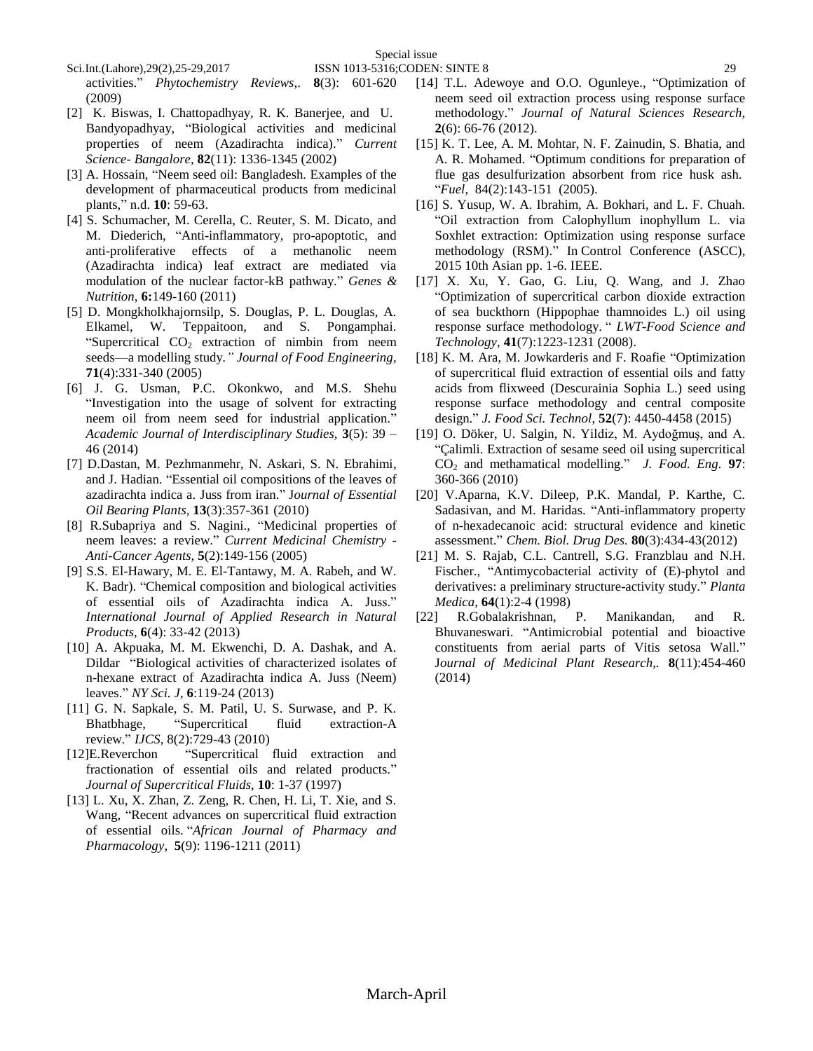activities." *Phytochemistry Reviews*,. **8**(3): 601-620 (2009)

[2] K. Biswas, I. Chattopadhyay, R. K. Banerjee, and U. Bandyopadhyay, "Biological activities and medicinal properties of neem (Azadirachta indica)." *Current Science- Bangalore*, **82**(11): 1336-1345 (2002)

[3] A. Hossain, "Neem seed oil: Bangladesh. Examples of the development of pharmaceutical products from medicinal plants," n.d. **10**: 59-63.

[4] S. Schumacher, M. Cerella, C. Reuter, S. M. Dicato, and M. Diederich, "Anti-inflammatory, pro-apoptotic, and anti-proliferative effects of a methanolic neem (Azadirachta indica) leaf extract are mediated via modulation of the nuclear factor-kB pathway." *Genes & Nutrition,* **6:**149-160 (2011)

[5] D. Mongkholkhajornsilp, S. Douglas, P. L. Douglas, A. Elkamel, W. Teppaitoon, and S. Pongamphai. "Supercritical $CO_2$ extraction of nimbin from neem seeds—a modelling study*." Journal of Food Engineering,* **71**(4):331-340 (2005)

[6] J. G. Usman, P.C. Okonkwo, and M.S. Shehu "Investigation into the usage of solvent for extracting neem oil from neem seed for industrial application." *Academic Journal of Interdisciplinary Studies,* **3**(5): 39 – 46 (2014)

[7] D.Dastan, M. Pezhmanmehr, N. Askari, S. N. Ebrahimi, and J. Hadian. "Essential oil compositions of the leaves of azadirachta indica a. Juss from iran." J*ournal of Essential Oil Bearing Plants,* **13**(3):357-361 (2010)

[8] R.Subapriya and S. Nagini., "Medicinal properties of neem leaves: a review." *Current Medicinal Chemistry - Anti-Cancer Agents,* **5**(2):149-156 (2005)

[9] S.S. El-Hawary, M. E. El-Tantawy, M. A. Rabeh, and W. K. Badr). "Chemical composition and biological activities of essential oils of Azadirachta indica A. Juss." *International Journal of Applied Research in Natural Products,* **6**(4): 33-42 (2013)

[10] A. Akpuaka, M. M. Ekwenchi, D. A. Dashak, and A. Dildar "Biological activities of characterized isolates of n-hexane extract of Azadirachta indica A. Juss (Neem) leaves." *NY Sci. J*, **6**:119-24 (2013)

[11] G. N. Sapkale, S. M. Patil, U. S. Surwase, and P. K. Bhatbhage, "Supercritical fluid extraction-A review." *IJCS*, 8(2):729-43 (2010)

[12]E.Reverchon "Supercritical fluid extraction and fractionation of essential oils and related products." *Journal of Supercritical Fluids*, **10**: 1-37 (1997)

[13] L. Xu, X. Zhan, Z. Zeng, R. Chen, H. Li, T. Xie, and S. Wang, "Recent advances on supercritical fluid extraction of essential oils. "*African Journal of Pharmacy and Pharmacology*, **5**(9): 1196-1211 (2011)

[14] T.L. Adewoye and O.O. Ogunleye., "Optimization of neem seed oil extraction process using response surface methodology." *Journal of Natural Sciences Research,* **2**(6): 66-76 (2012).

[15] K. T. Lee, A. M. Mohtar, N. F. Zainudin, S. Bhatia, and A. R. Mohamed. "Optimum conditions for preparation of flue gas desulfurization absorbent from rice husk ash. "*Fuel*, 84(2):143-151 (2005).

[16] S. Yusup, W. A. Ibrahim, A. Bokhari, and L. F. Chuah. "Oil extraction from Calophyllum inophyllum L. via Soxhlet extraction: Optimization using response surface methodology (RSM)." In Control Conference (ASCC), 2015 10th Asian pp. 1-6. IEEE.

[17] X. Xu, Y. Gao, G. Liu, Q. Wang, and J. Zhao "Optimization of supercritical carbon dioxide extraction of sea buckthorn (Hippophae thamnoides L.) oil using response surface methodology. " *LWT-Food Science and Technology,* **41**(7):1223-1231 (2008).

[18] K. M. Ara, M. Jowkarderis and F. Roafie "Optimization of supercritical fluid extraction of essential oils and fatty acids from flixweed (Descurainia Sophia L.) seed using response surface methodology and central composite design." *J. Food Sci. Technol*, **52**(7): 4450-4458 (2015)

[19] O. Döker, U. Salgin, N. Yildiz, M. Aydoğmuş, and A. "Çalimli. Extraction of sesame seed oil using supercritical $CO_2$ and methamatical modelling." *J. Food. Eng.* **97**: 360-366 (2010)

[20] V.Aparna, K.V. Dileep, P.K. Mandal, P. Karthe, C. Sadasivan, and M. Haridas. "Anti-inflammatory property of n-hexadecanoic acid: structural evidence and kinetic assessment." *Chem. Biol. Drug Des.* **80**(3):434-43(2012)

[21] M. S. Rajab, C.L. Cantrell, S.G. Franzblau and N.H. Fischer., "Antimycobacterial activity of (E)-phytol and derivatives: a preliminary structure-activity study." *Planta Medica,* **64**(1):2-4 (1998)

[22] R.Gobalakrishnan, P. Manikandan, and R. Bhuvaneswari. "Antimicrobial potential and bioactive constituents from aerial parts of Vitis setosa Wall." J*ournal of Medicinal Plant Research,.* **8**(11):454-460 (2014)